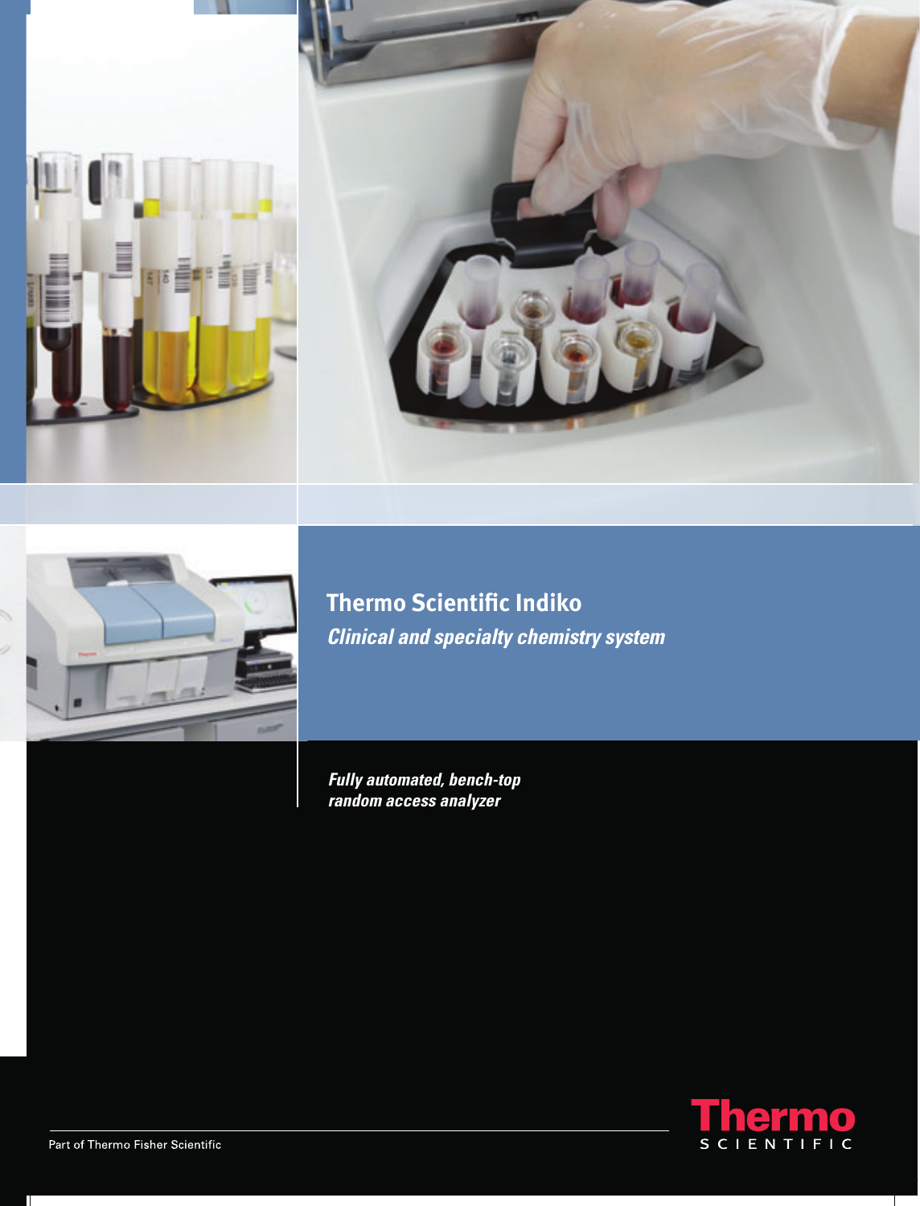# Thermo Scientific Indiko

## *Clinical and specialty chemistry system*

***Fully automated, bench-top random access analyzer***

Part of Thermo Fisher Scientific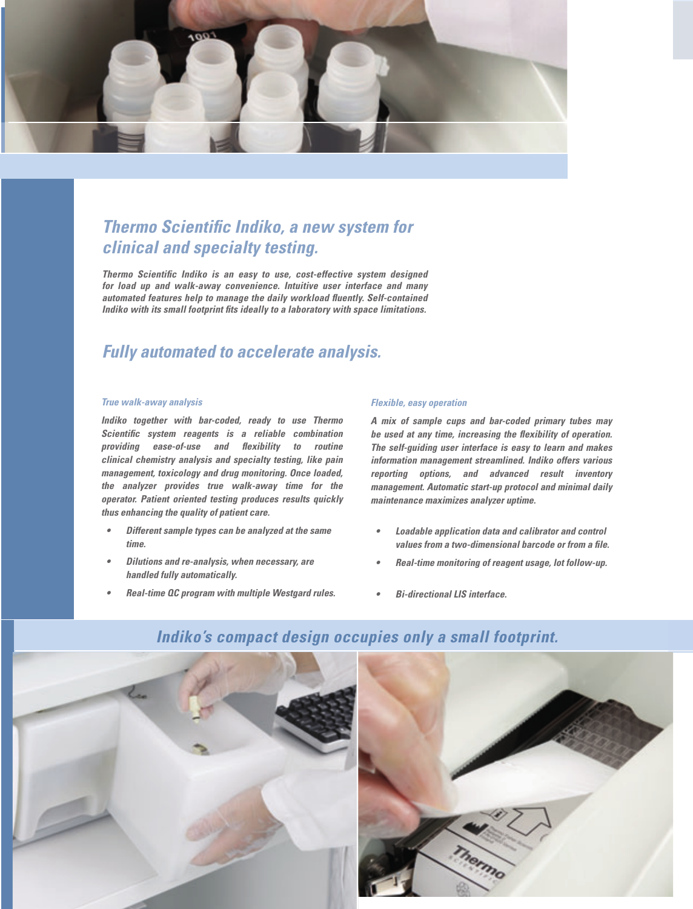## Thermo Scientific Indiko, a new system for clinical and specialty testing.

***Thermo Scientific Indiko is an easy to use, cost-effective system designed for load up and walk-away convenience. Intuitive user interface and many automated features help to manage the daily workload fluently. Self-contained Indiko with its small footprint fits ideally to a laboratory with space limitations.***

## Fully automated to accelerate analysis.

### True walk-away analysis

***Indiko together with bar-coded, ready to use Thermo Scientific system reagents is a reliable combination providing ease-of-use and flexibility to routine clinical chemistry analysis and specialty testing, like pain management, toxicology and drug monitoring. Once loaded, the analyzer provides true walk-away time for the operator. Patient oriented testing produces results quickly thus enhancing the quality of patient care.***

- ***Different sample types can be analyzed at the same time.***
- ***Dilutions and re-analysis, when necessary, are handled fully automatically.***
- ***Real-time QC program with multiple Westgard rules.***

### Flexible, easy operation

***A mix of sample cups and bar-coded primary tubes may be used at any time, increasing the flexibility of operation. The self-guiding user interface is easy to learn and makes information management streamlined. Indiko offers various reporting options, and advanced result inventory management. Automatic start-up protocol and minimal daily maintenance maximizes analyzer uptime.***

- ***Loadable application data and calibrator and control values from a two-dimensional barcode or from a file.***
- ***Real-time monitoring of reagent usage, lot follow-up.***
- ***Bi-directional LIS interface.***

## Indiko's compact design occupies only a small footprint.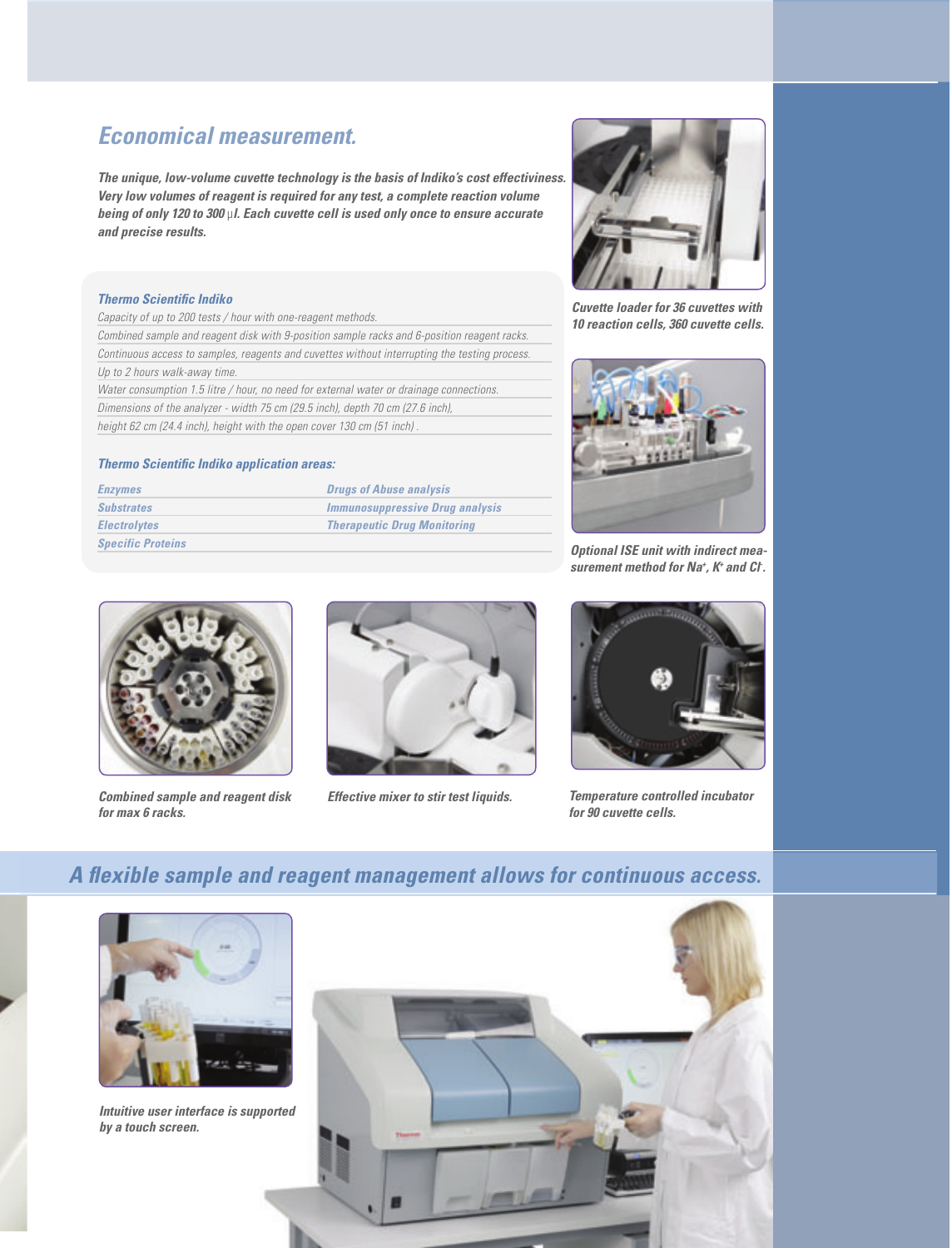## *Economical measurement.*

***The unique, low-volume cuvette technology is the basis of Indiko's cost effectiveness. Very low volumes of reagent is required for any test, a complete reaction volume being of only 120 to 300 µl. Each cuvette cell is used only once to ensure accurate and precise results.***

### *Thermo Scientific Indiko*

*Capacity of up to 200 tests / hour with one-reagent methods.*

*Combined sample and reagent disk with 9-position sample racks and 6-position reagent racks.*

*Continuous access to samples, reagents and cuvettes without interrupting the testing process.*

*Up to 2 hours walk-away time.*

*Water consumption 1.5 litre / hour, no need for external water or drainage connections.*

*Dimensions of the analyzer - width 75 cm (29.5 inch), depth 70 cm (27.6 inch), height 62 cm (24.4 inch), height with the open cover 130 cm (51 inch) .*

### *Thermo Scientific Indiko application areas:*

| | |
|---|---|
| ***Enzymes*** | ***Drugs of Abuse analysis*** |
| ***Substrates*** | ***Immunosuppressive Drug analysis*** |
| ***Electrolytes*** | ***Therapeutic Drug Monitoring*** |
| ***Specific Proteins*** | |

***Cuvette loader for 36 cuvettes with 10 reaction cells, 360 cuvette cells.***

***Optional ISE unit with indirect measurement method for $Na^+$, $K^+$ and $Cl^-$.***

***Combined sample and reagent disk for max 6 racks.***

***Effective mixer to stir test liquids.***

***Temperature controlled incubator for 90 cuvette cells.***

## *A flexible sample and reagent management allows for continuous access.*

***Intuitive user interface is supported by a touch screen.***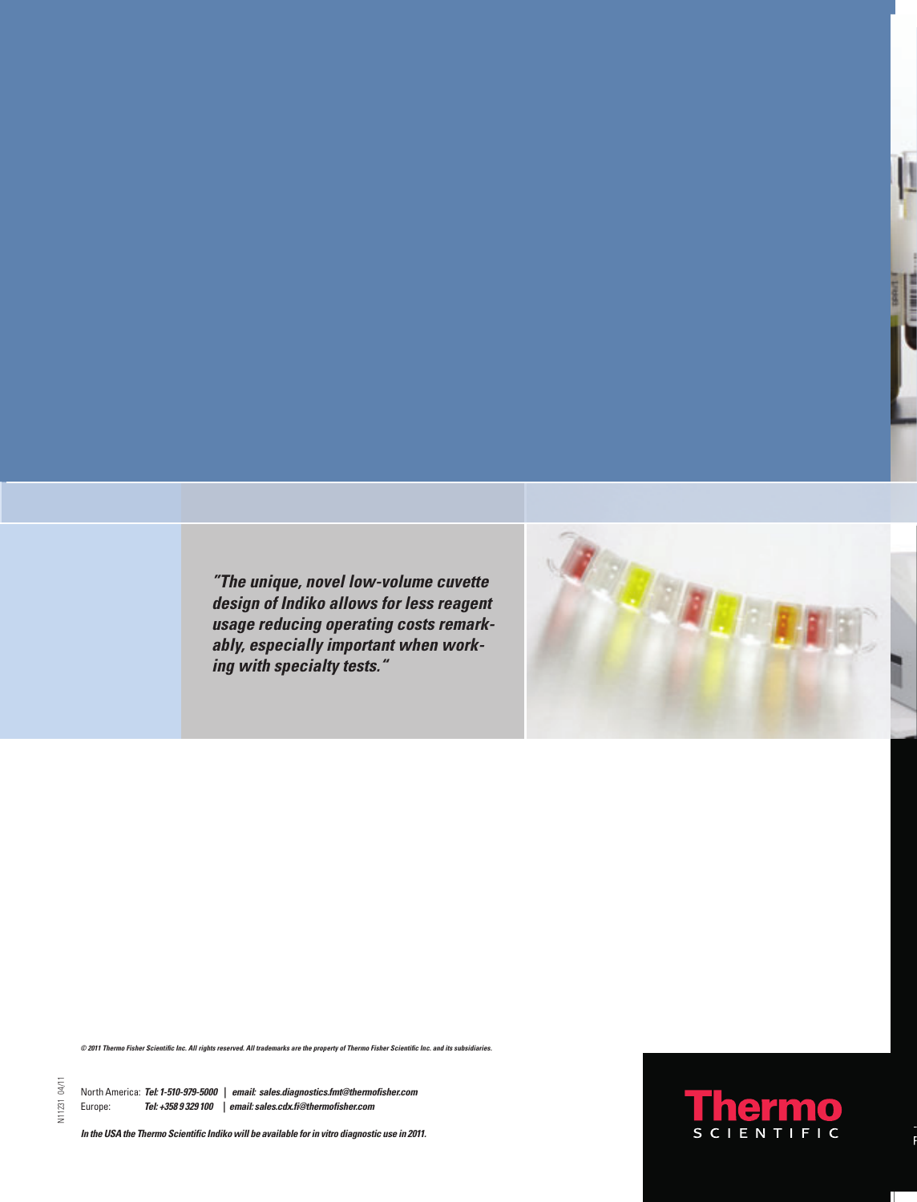***"The unique, novel low-volume cuvette design of Indiko allows for less reagent usage reducing operating costs remarkably, especially important when working with specialty tests."***

***© 2011 Thermo Fisher Scientific Inc. All rights reserved. All trademarks are the property of Thermo Fisher Scientific Inc. and its subsidiaries.***

N11231 04/11

North America: ***Tel: 1-510-979-5000*** | ***email: sales.diagnostics.fmt@thermofisher.com***
Europe: ***Tel: +358 9 329 100*** | ***email: sales.cdx.fi@thermofisher.com***

***In the USA the Thermo Scientific Indiko will be available for in vitro diagnostic use in 2011.***

Thermo
SCIENTIFIC